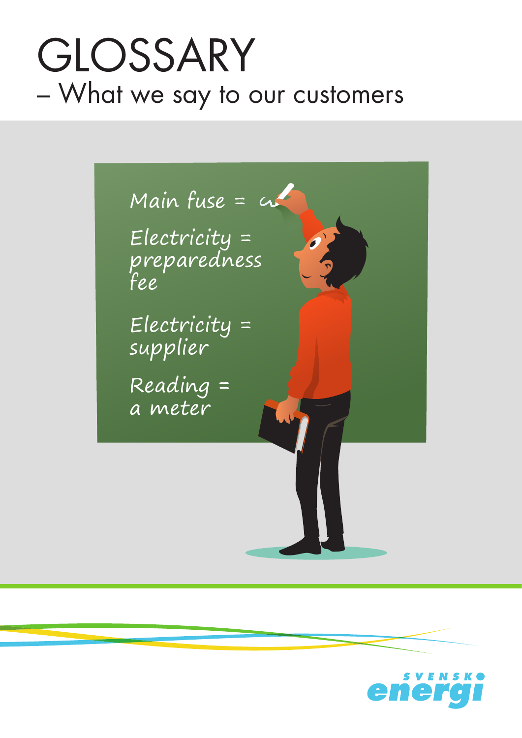# GLOSSARY

– What we say to our customers

Main fuse = 

Electricity = preparedness fee

Electricity = supplier

Reading = a meter

SVENSK energi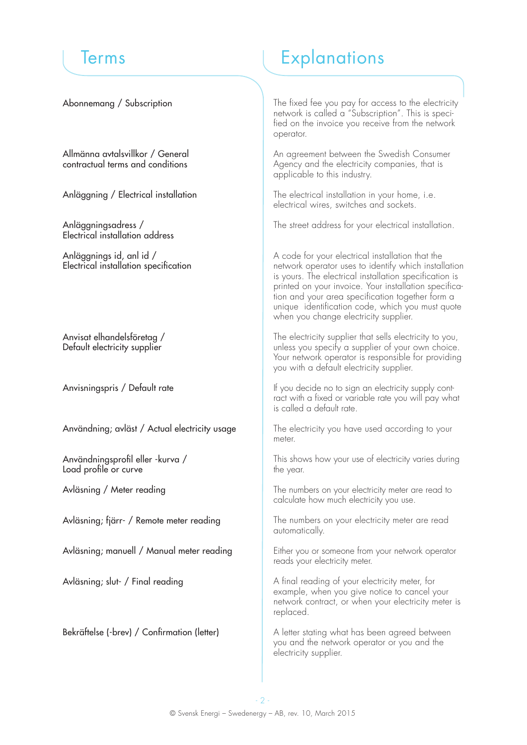| Terms | Explanations |
| --- | --- |
| Abonnemang / Subscription | The fixed fee you pay for access to the electricity network is called a "Subscription". This is specified on the invoice you receive from the network operator. |
| Allmänna avtalsvillkor / General contractual terms and conditions | An agreement between the Swedish Consumer Agency and the electricity companies, that is applicable to this industry. |
| Anläggning / Electrical installation | The electrical installation in your home, i.e. electrical wires, switches and sockets. |
| Anläggningsadress / Electrical installation address | The street address for your electrical installation. |
| Anläggnings id, anl id / Electrical installation specification | A code for your electrical installation that the network operator uses to identify which installation is yours. The electrical installation specification is printed on your invoice. Your installation specification and your area specification together form a unique identification code, which you must quote when you change electricity supplier. |
| Anvisat elhandelsföretag / Default electricity supplier | The electricity supplier that sells electricity to you, unless you specify a supplier of your own choice. Your network operator is responsible for providing you with a default electricity supplier. |
| Anvisningspris / Default rate | If you decide no to sign an electricity supply contract with a fixed or variable rate you will pay what is called a default rate. |
| Användning; avläst / Actual electricity usage | The electricity you have used according to your meter. |
| Användningsprofil eller -kurva / Load profile or curve | This shows how your use of electricity varies during the year. |
| Avläsning / Meter reading | The numbers on your electricity meter are read to calculate how much electricity you use. |
| Avläsning; fjärr- / Remote meter reading | The numbers on your electricity meter are read automatically. |
| Avläsning; manuell / Manual meter reading | Either you or someone from your network operator reads your electricity meter. |
| Avläsning; slut- / Final reading | A final reading of your electricity meter, for example, when you give notice to cancel your network contract, or when your electricity meter is replaced. |
| Bekräftelse (-brev) / Confirmation (letter) | A letter stating what has been agreed between you and the network operator or you and the electricity supplier. |

© Svensk Energi – Swedenergy – AB, rev. 10, March 2015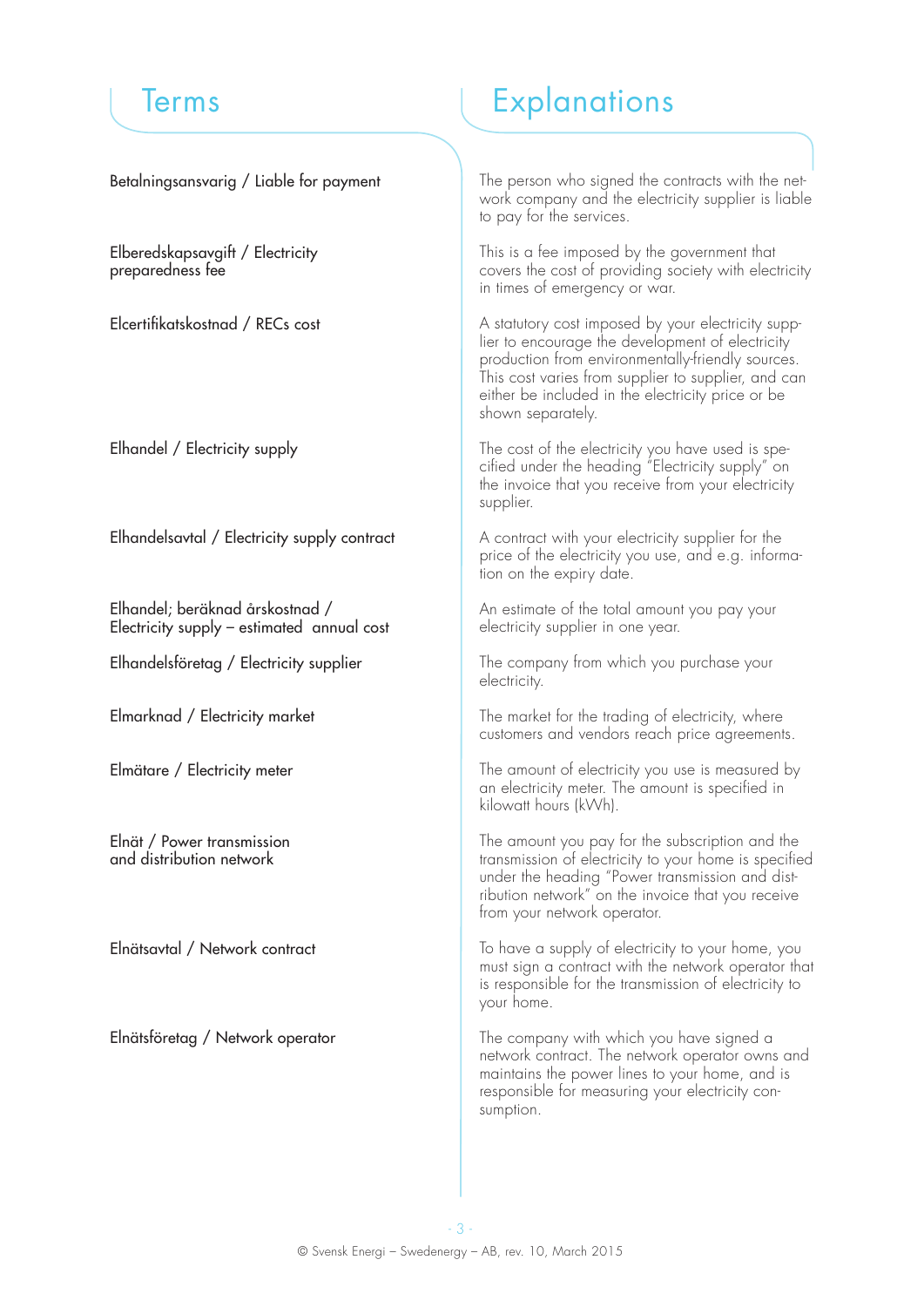| Terms | Explanations |
|---|---|
| Betalningsansvarig / Liable for payment | The person who signed the contracts with the network company and the electricity supplier is liable to pay for the services. |
| Elberedskapsavgift / Electricity preparedness fee | This is a fee imposed by the government that covers the cost of providing society with electricity in times of emergency or war. |
| Elcertifikatskostnad / RECs cost | A statutory cost imposed by your electricity supplier to encourage the development of electricity production from environmentally-friendly sources. This cost varies from supplier to supplier, and can either be included in the electricity price or be shown separately. |
| Elhandel / Electricity supply | The cost of the electricity you have used is specified under the heading "Electricity supply" on the invoice that you receive from your electricity supplier. |
| Elhandelsavtal / Electricity supply contract | A contract with your electricity supplier for the price of the electricity you use, and e.g. information on the expiry date. |
| Elhandel; beräknad årskostnad / Electricity supply – estimated annual cost | An estimate of the total amount you pay your electricity supplier in one year. |
| Elhandelsföretag / Electricity supplier | The company from which you purchase your electricity. |
| Elmarknad / Electricity market | The market for the trading of electricity, where customers and vendors reach price agreements. |
| Elmätare / Electricity meter | The amount of electricity you use is measured by an electricity meter. The amount is specified in kilowatt hours (kWh). |
| Elnät / Power transmission and distribution network | The amount you pay for the subscription and the transmission of electricity to your home is specified under the heading "Power transmission and distribution network" on the invoice that you receive from your network operator. |
| Elnätsavtal / Network contract | To have a supply of electricity to your home, you must sign a contract with the network operator that is responsible for the transmission of electricity to your home. |
| Elnätsföretag / Network operator | The company with which you have signed a network contract. The network operator owns and maintains the power lines to your home, and is responsible for measuring your electricity consumption. |

© Svensk Energi – Swedenergy – AB, rev. 10, March 2015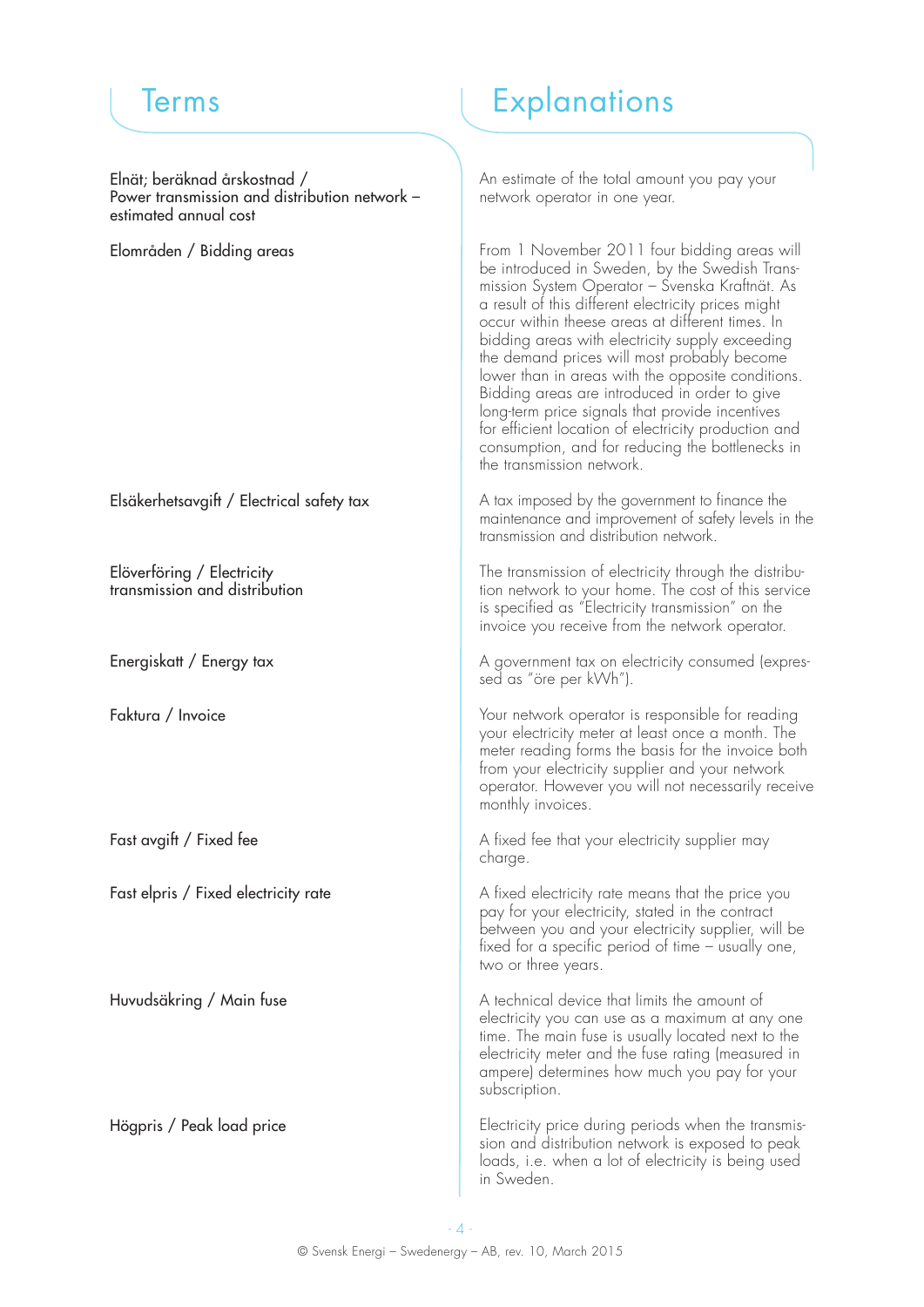| Terms | Explanations |
| --- | --- |
| Elnät; beräknad årskostnad / Power transmission and distribution network – estimated annual cost | An estimate of the total amount you pay your network operator in one year. |
| Elområden / Bidding areas | From 1 November 2011 four bidding areas will be introduced in Sweden, by the Swedish Transmission System Operator – Svenska Kraftnät. As a result of this different electricity prices might occur within theese areas at different times. In bidding areas with electricity supply exceeding the demand prices will most probably become lower than in areas with the opposite conditions. Bidding areas are introduced in order to give long-term price signals that provide incentives for efficient location of electricity production and consumption, and for reducing the bottlenecks in the transmission network. |
| Elsäkerhetsavgift / Electrical safety tax | A tax imposed by the government to finance the maintenance and improvement of safety levels in the transmission and distribution network. |
| Elöverföring / Electricity transmission and distribution | The transmission of electricity through the distribution network to your home. The cost of this service is specified as "Electricity transmission" on the invoice you receive from the network operator. |
| Energiskatt / Energy tax | A government tax on electricity consumed (expressed as "öre per kWh"). |
| Faktura / Invoice | Your network operator is responsible for reading your electricity meter at least once a month. The meter reading forms the basis for the invoice both from your electricity supplier and your network operator. However you will not necessarily receive monthly invoices. |
| Fast avgift / Fixed fee | A fixed fee that your electricity supplier may charge. |
| Fast elpris / Fixed electricity rate | A fixed electricity rate means that the price you pay for your electricity, stated in the contract between you and your electricity supplier, will be fixed for a specific period of time – usually one, two or three years. |
| Huvudsäkring / Main fuse | A technical device that limits the amount of electricity you can use as a maximum at any one time. The main fuse is usually located next to the electricity meter and the fuse rating (measured in ampere) determines how much you pay for your subscription. |
| Högpris / Peak load price | Electricity price during periods when the transmission and distribution network is exposed to peak loads, i.e. when a lot of electricity is being used in Sweden. |

© Svensk Energi – Swedenergy – AB, rev. 10, March 2015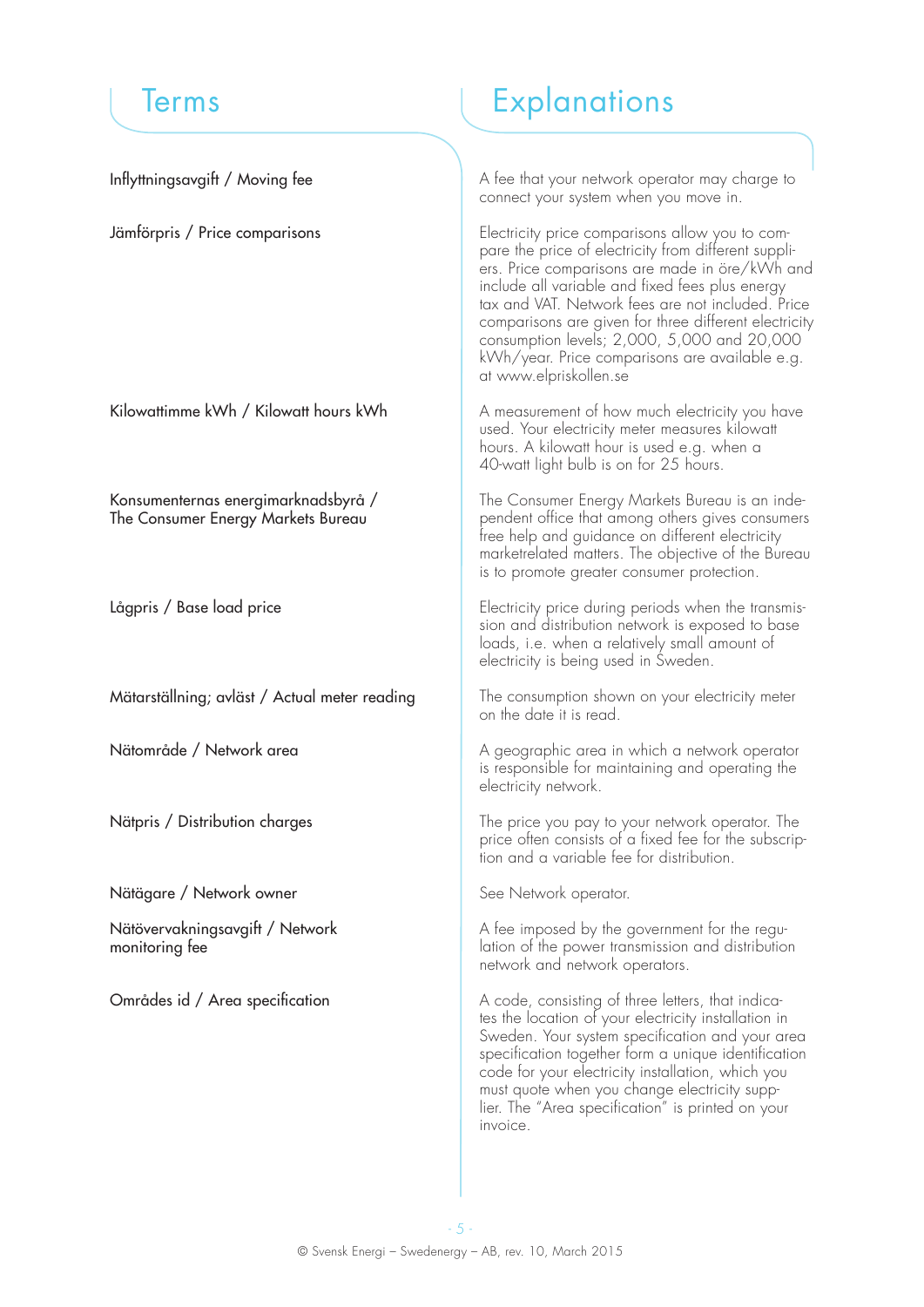| Terms | Explanations |
| --- | --- |
| Inflyttningsavgift / Moving fee | A fee that your network operator may charge to connect your system when you move in. |
| Jämförpris / Price comparisons | Electricity price comparisons allow you to compare the price of electricity from different suppliers. Price comparisons are made in öre/kWh and include all variable and fixed fees plus energy tax and VAT. Network fees are not included. Price comparisons are given for three different electricity consumption levels; 2,000, 5,000 and 20,000 kWh/year. Price comparisons are available e.g. at www.elpriskollen.se |
| Kilowattimme kWh / Kilowatt hours kWh | A measurement of how much electricity you have used. Your electricity meter measures kilowatt hours. A kilowatt hour is used e.g. when a 40-watt light bulb is on for 25 hours. |
| Konsumenternas energimarknadsbyrå / The Consumer Energy Markets Bureau | The Consumer Energy Markets Bureau is an independent office that among others gives consumers free help and guidance on different electricity marketrelated matters. The objective of the Bureau is to promote greater consumer protection. |
| Lågpris / Base load price | Electricity price during periods when the transmission and distribution network is exposed to base loads, i.e. when a relatively small amount of electricity is being used in Sweden. |
| Mätarställning; avläst / Actual meter reading | The consumption shown on your electricity meter on the date it is read. |
| Nätområde / Network area | A geographic area in which a network operator is responsible for maintaining and operating the electricity network. |
| Nätpris / Distribution charges | The price you pay to your network operator. The price often consists of a fixed fee for the subscription and a variable fee for distribution. |
| Nätägare / Network owner | See Network operator. |
| Nätövervakningsavgift / Network monitoring fee | A fee imposed by the government for the regulation of the power transmission and distribution network and network operators. |
| Områdes id / Area specification | A code, consisting of three letters, that indicates the location of your electricity installation in Sweden. Your system specification and your area specification together form a unique identification code for your electricity installation, which you must quote when you change electricity supplier. The "Area specification" is printed on your invoice. |

© Svensk Energi – Swedenergy – AB, rev. 10, March 2015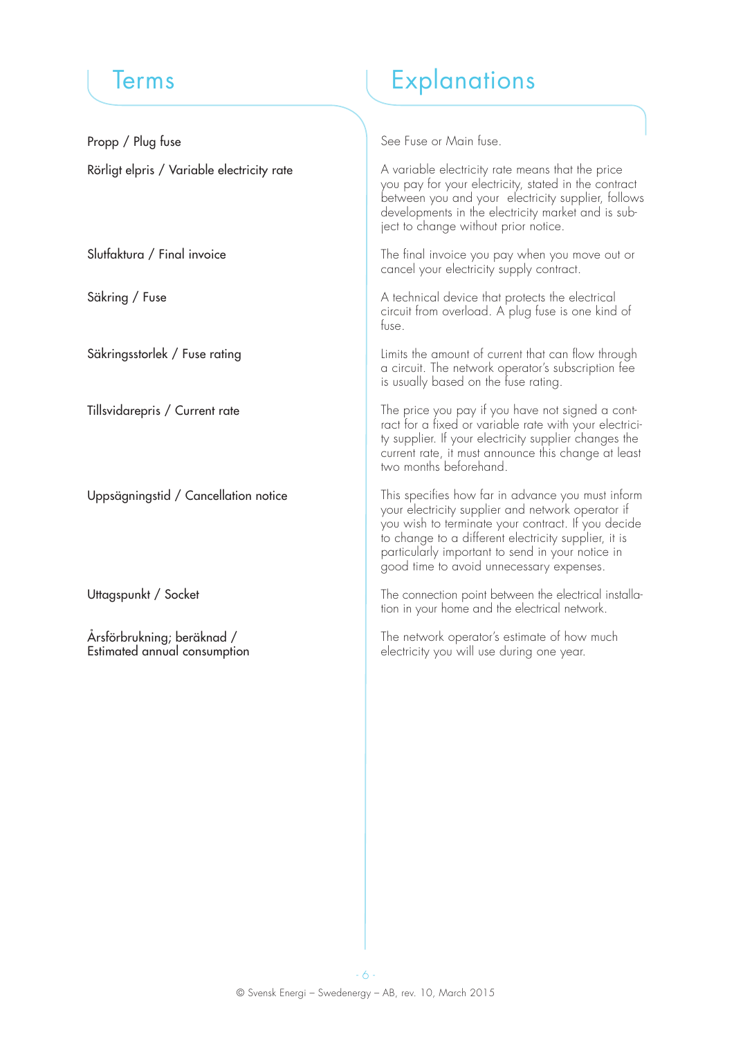| Terms | Explanations |
|---|---|
| Propp / Plug fuse | See Fuse or Main fuse. |
| Rörligt elpris / Variable electricity rate | A variable electricity rate means that the price you pay for your electricity, stated in the contract between you and your electricity supplier, follows developments in the electricity market and is subject to change without prior notice. |
| Slutfaktura / Final invoice | The final invoice you pay when you move out or cancel your electricity supply contract. |
| Säkring / Fuse | A technical device that protects the electrical circuit from overload. A plug fuse is one kind of fuse. |
| Säkringsstorlek / Fuse rating | Limits the amount of current that can flow through a circuit. The network operator's subscription fee is usually based on the fuse rating. |
| Tillsvidarepris / Current rate | The price you pay if you have not signed a contract for a fixed or variable rate with your electricity supplier. If your electricity supplier changes the current rate, it must announce this change at least two months beforehand. |
| Uppsägningstid / Cancellation notice | This specifies how far in advance you must inform your electricity supplier and network operator if you wish to terminate your contract. If you decide to change to a different electricity supplier, it is particularly important to send in your notice in good time to avoid unnecessary expenses. |
| Uttagspunkt / Socket | The connection point between the electrical installation in your home and the electrical network. |
| Årsförbrukning; beräknad / Estimated annual consumption | The network operator's estimate of how much electricity you will use during one year. |

© Svensk Energi – Swedenergy – AB, rev. 10, March 2015